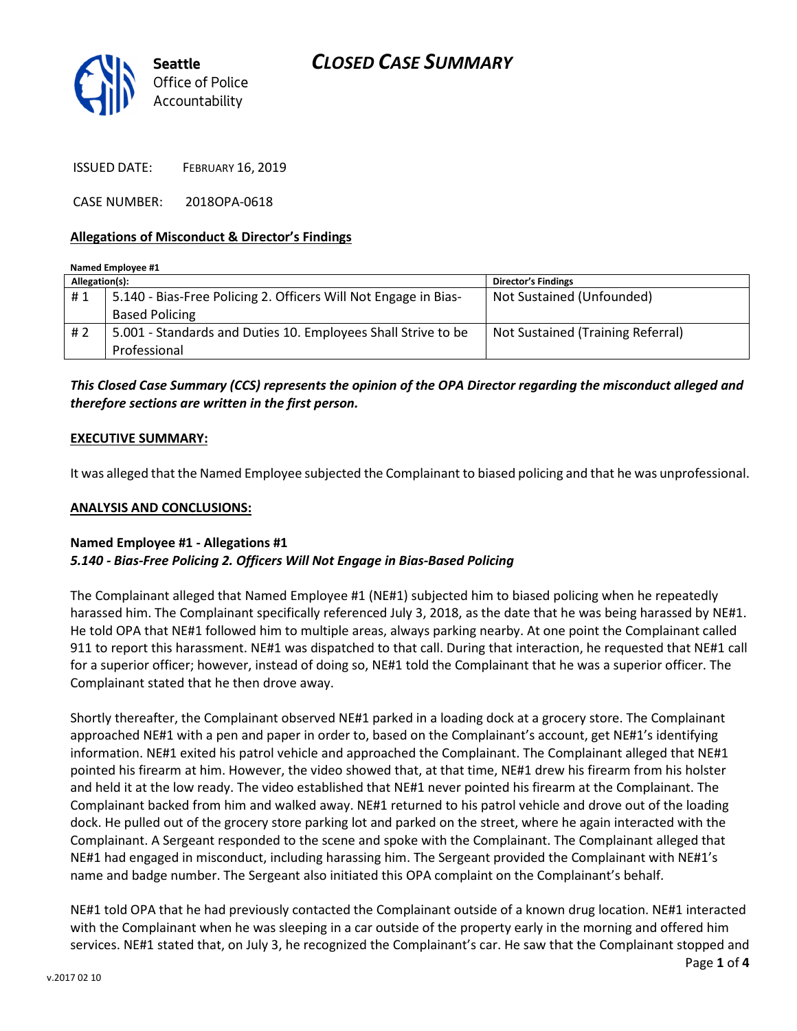# CLOSED CASE SUMMARY

Seattle Office of Police Accountability

ISSUED DATE: FEBRUARY 16, 2019

CASE NUMBER: 2018OPA-0618

**Allegations of Misconduct & Director's Findings**

**Named Employee #1**

| Allegation(s): | | Director's Findings |
|---|---|---|
| # 1 | 5.140 - Bias-Free Policing 2. Officers Will Not Engage in Bias-Based Policing | Not Sustained (Unfounded) |
| # 2 | 5.001 - Standards and Duties 10. Employees Shall Strive to be Professional | Not Sustained (Training Referral) |

***This Closed Case Summary (CCS) represents the opinion of the OPA Director regarding the misconduct alleged and therefore sections are written in the first person.***

**EXECUTIVE SUMMARY:**

It was alleged that the Named Employee subjected the Complainant to biased policing and that he was unprofessional.

**ANALYSIS AND CONCLUSIONS:**

**Named Employee #1 - Allegations #1**
***5.140 - Bias-Free Policing 2. Officers Will Not Engage in Bias-Based Policing***

The Complainant alleged that Named Employee #1 (NE#1) subjected him to biased policing when he repeatedly harassed him. The Complainant specifically referenced July 3, 2018, as the date that he was being harassed by NE#1. He told OPA that NE#1 followed him to multiple areas, always parking nearby. At one point the Complainant called 911 to report this harassment. NE#1 was dispatched to that call. During that interaction, he requested that NE#1 call for a superior officer; however, instead of doing so, NE#1 told the Complainant that he was a superior officer. The Complainant stated that he then drove away.

Shortly thereafter, the Complainant observed NE#1 parked in a loading dock at a grocery store. The Complainant approached NE#1 with a pen and paper in order to, based on the Complainant's account, get NE#1's identifying information. NE#1 exited his patrol vehicle and approached the Complainant. The Complainant alleged that NE#1 pointed his firearm at him. However, the video showed that, at that time, NE#1 drew his firearm from his holster and held it at the low ready. The video established that NE#1 never pointed his firearm at the Complainant. The Complainant backed from him and walked away. NE#1 returned to his patrol vehicle and drove out of the loading dock. He pulled out of the grocery store parking lot and parked on the street, where he again interacted with the Complainant. A Sergeant responded to the scene and spoke with the Complainant. The Complainant alleged that NE#1 had engaged in misconduct, including harassing him. The Sergeant provided the Complainant with NE#1's name and badge number. The Sergeant also initiated this OPA complaint on the Complainant's behalf.

NE#1 told OPA that he had previously contacted the Complainant outside of a known drug location. NE#1 interacted with the Complainant when he was sleeping in a car outside of the property early in the morning and offered him services. NE#1 stated that, on July 3, he recognized the Complainant's car. He saw that the Complainant stopped and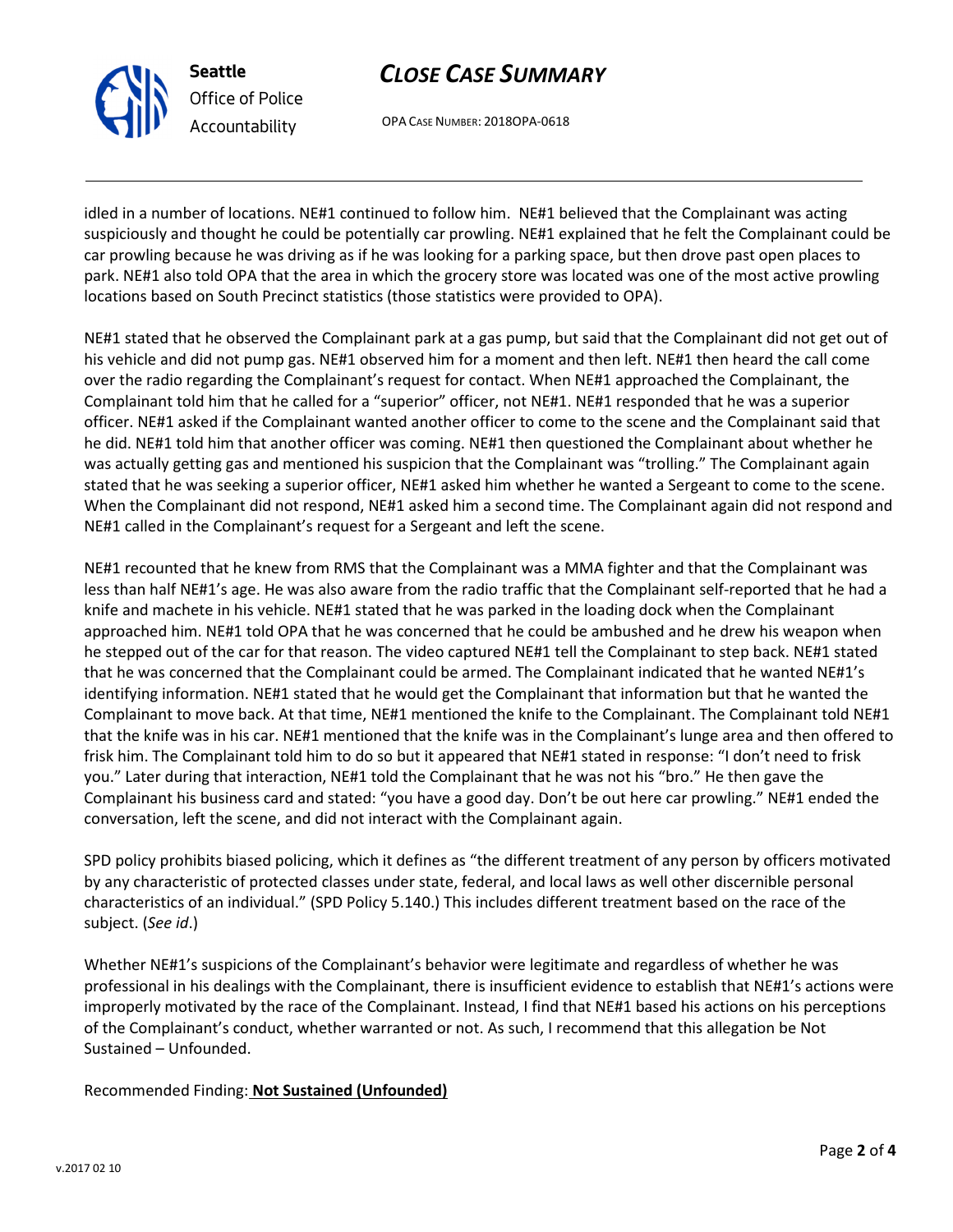idled in a number of locations. NE#1 continued to follow him. NE#1 believed that the Complainant was acting suspiciously and thought he could be potentially car prowling. NE#1 explained that he felt the Complainant could be car prowling because he was driving as if he was looking for a parking space, but then drove past open places to park. NE#1 also told OPA that the area in which the grocery store was located was one of the most active prowling locations based on South Precinct statistics (those statistics were provided to OPA).

NE#1 stated that he observed the Complainant park at a gas pump, but said that the Complainant did not get out of his vehicle and did not pump gas. NE#1 observed him for a moment and then left. NE#1 then heard the call come over the radio regarding the Complainant's request for contact. When NE#1 approached the Complainant, the Complainant told him that he called for a "superior" officer, not NE#1. NE#1 responded that he was a superior officer. NE#1 asked if the Complainant wanted another officer to come to the scene and the Complainant said that he did. NE#1 told him that another officer was coming. NE#1 then questioned the Complainant about whether he was actually getting gas and mentioned his suspicion that the Complainant was "trolling." The Complainant again stated that he was seeking a superior officer, NE#1 asked him whether he wanted a Sergeant to come to the scene. When the Complainant did not respond, NE#1 asked him a second time. The Complainant again did not respond and NE#1 called in the Complainant's request for a Sergeant and left the scene.

NE#1 recounted that he knew from RMS that the Complainant was a MMA fighter and that the Complainant was less than half NE#1's age. He was also aware from the radio traffic that the Complainant self-reported that he had a knife and machete in his vehicle. NE#1 stated that he was parked in the loading dock when the Complainant approached him. NE#1 told OPA that he was concerned that he could be ambushed and he drew his weapon when he stepped out of the car for that reason. The video captured NE#1 tell the Complainant to step back. NE#1 stated that he was concerned that the Complainant could be armed. The Complainant indicated that he wanted NE#1's identifying information. NE#1 stated that he would get the Complainant that information but that he wanted the Complainant to move back. At that time, NE#1 mentioned the knife to the Complainant. The Complainant told NE#1 that the knife was in his car. NE#1 mentioned that the knife was in the Complainant's lunge area and then offered to frisk him. The Complainant told him to do so but it appeared that NE#1 stated in response: "I don't need to frisk you." Later during that interaction, NE#1 told the Complainant that he was not his "bro." He then gave the Complainant his business card and stated: "you have a good day. Don't be out here car prowling." NE#1 ended the conversation, left the scene, and did not interact with the Complainant again.

SPD policy prohibits biased policing, which it defines as "the different treatment of any person by officers motivated by any characteristic of protected classes under state, federal, and local laws as well other discernible personal characteristics of an individual." (SPD Policy 5.140.) This includes different treatment based on the race of the subject. (*See id*.)

Whether NE#1's suspicions of the Complainant's behavior were legitimate and regardless of whether he was professional in his dealings with the Complainant, there is insufficient evidence to establish that NE#1's actions were improperly motivated by the race of the Complainant. Instead, I find that NE#1 based his actions on his perceptions of the Complainant's conduct, whether warranted or not. As such, I recommend that this allegation be Not Sustained – Unfounded.

Recommended Finding: **Not Sustained (Unfounded)**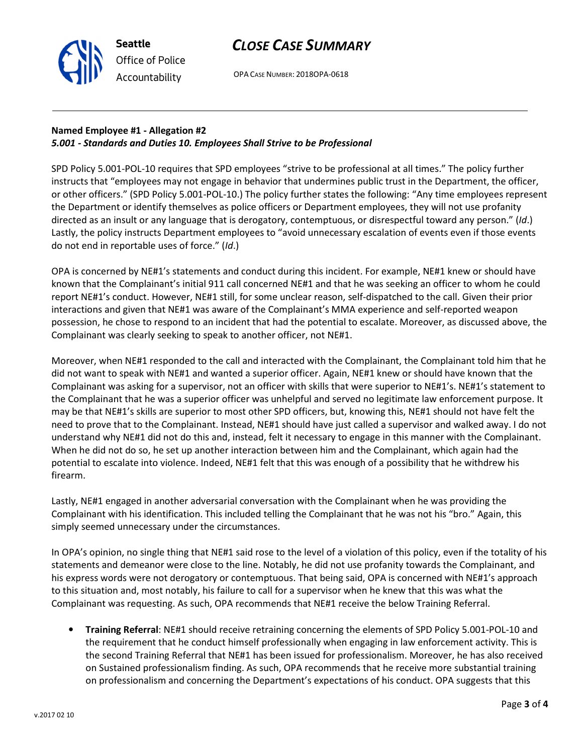**Named Employee #1 - Allegation #2**
***5.001 - Standards and Duties 10. Employees Shall Strive to be Professional***

SPD Policy 5.001-POL-10 requires that SPD employees "strive to be professional at all times." The policy further instructs that "employees may not engage in behavior that undermines public trust in the Department, the officer, or other officers." (SPD Policy 5.001-POL-10.) The policy further states the following: "Any time employees represent the Department or identify themselves as police officers or Department employees, they will not use profanity directed as an insult or any language that is derogatory, contemptuous, or disrespectful toward any person." (*Id*.) Lastly, the policy instructs Department employees to "avoid unnecessary escalation of events even if those events do not end in reportable uses of force." (*Id*.)

OPA is concerned by NE#1's statements and conduct during this incident. For example, NE#1 knew or should have known that the Complainant's initial 911 call concerned NE#1 and that he was seeking an officer to whom he could report NE#1's conduct. However, NE#1 still, for some unclear reason, self-dispatched to the call. Given their prior interactions and given that NE#1 was aware of the Complainant's MMA experience and self-reported weapon possession, he chose to respond to an incident that had the potential to escalate. Moreover, as discussed above, the Complainant was clearly seeking to speak to another officer, not NE#1.

Moreover, when NE#1 responded to the call and interacted with the Complainant, the Complainant told him that he did not want to speak with NE#1 and wanted a superior officer. Again, NE#1 knew or should have known that the Complainant was asking for a supervisor, not an officer with skills that were superior to NE#1's. NE#1's statement to the Complainant that he was a superior officer was unhelpful and served no legitimate law enforcement purpose. It may be that NE#1's skills are superior to most other SPD officers, but, knowing this, NE#1 should not have felt the need to prove that to the Complainant. Instead, NE#1 should have just called a supervisor and walked away. I do not understand why NE#1 did not do this and, instead, felt it necessary to engage in this manner with the Complainant. When he did not do so, he set up another interaction between him and the Complainant, which again had the potential to escalate into violence. Indeed, NE#1 felt that this was enough of a possibility that he withdrew his firearm.

Lastly, NE#1 engaged in another adversarial conversation with the Complainant when he was providing the Complainant with his identification. This included telling the Complainant that he was not his "bro." Again, this simply seemed unnecessary under the circumstances.

In OPA's opinion, no single thing that NE#1 said rose to the level of a violation of this policy, even if the totality of his statements and demeanor were close to the line. Notably, he did not use profanity towards the Complainant, and his express words were not derogatory or contemptuous. That being said, OPA is concerned with NE#1's approach to this situation and, most notably, his failure to call for a supervisor when he knew that this was what the Complainant was requesting. As such, OPA recommends that NE#1 receive the below Training Referral.

- **Training Referral**: NE#1 should receive retraining concerning the elements of SPD Policy 5.001-POL-10 and the requirement that he conduct himself professionally when engaging in law enforcement activity. This is the second Training Referral that NE#1 has been issued for professionalism. Moreover, he has also received on Sustained professionalism finding. As such, OPA recommends that he receive more substantial training on professionalism and concerning the Department's expectations of his conduct. OPA suggests that this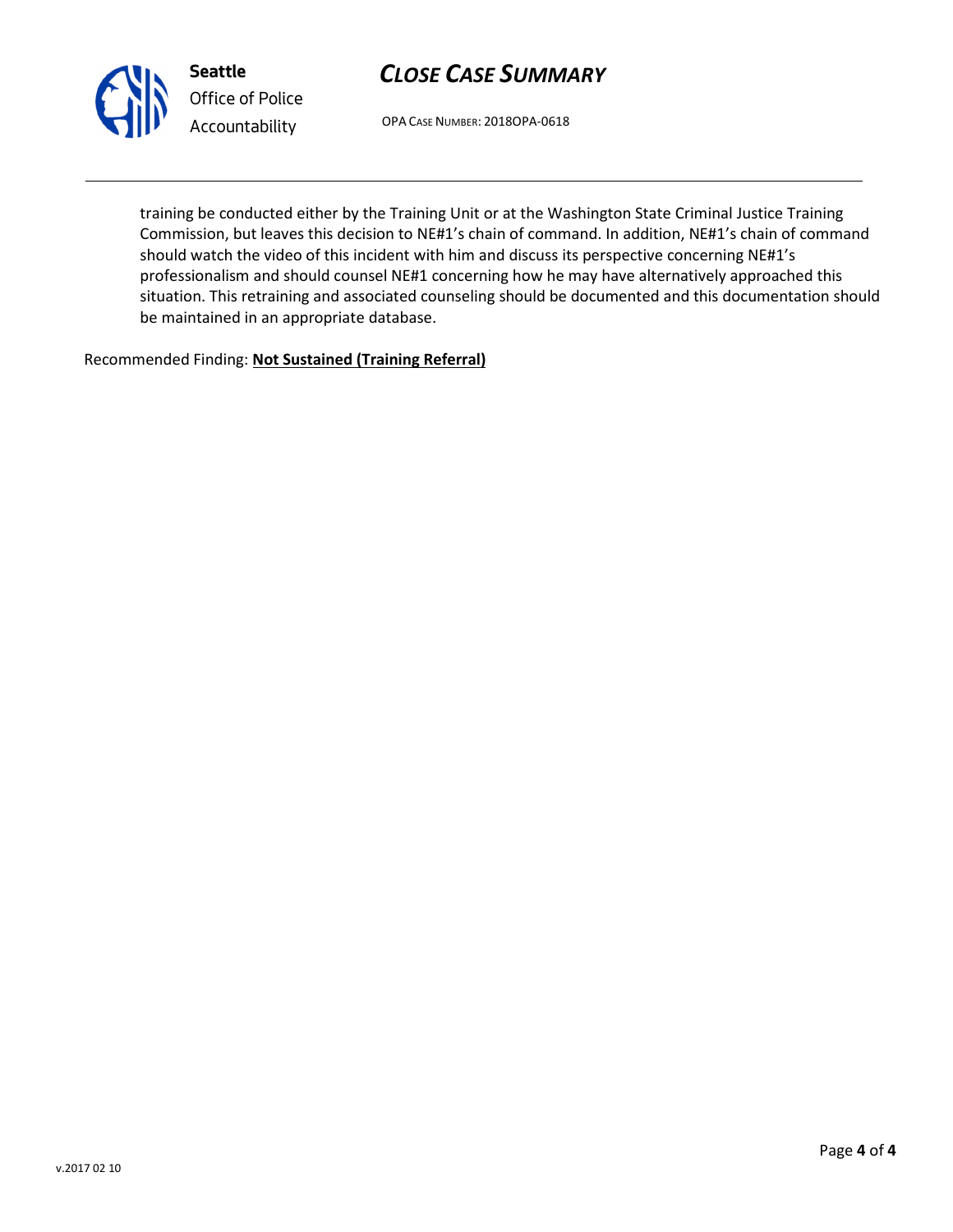training be conducted either by the Training Unit or at the Washington State Criminal Justice Training Commission, but leaves this decision to NE#1's chain of command. In addition, NE#1's chain of command should watch the video of this incident with him and discuss its perspective concerning NE#1's professionalism and should counsel NE#1 concerning how he may have alternatively approached this situation. This retraining and associated counseling should be documented and this documentation should be maintained in an appropriate database.

Recommended Finding: **Not Sustained (Training Referral)**